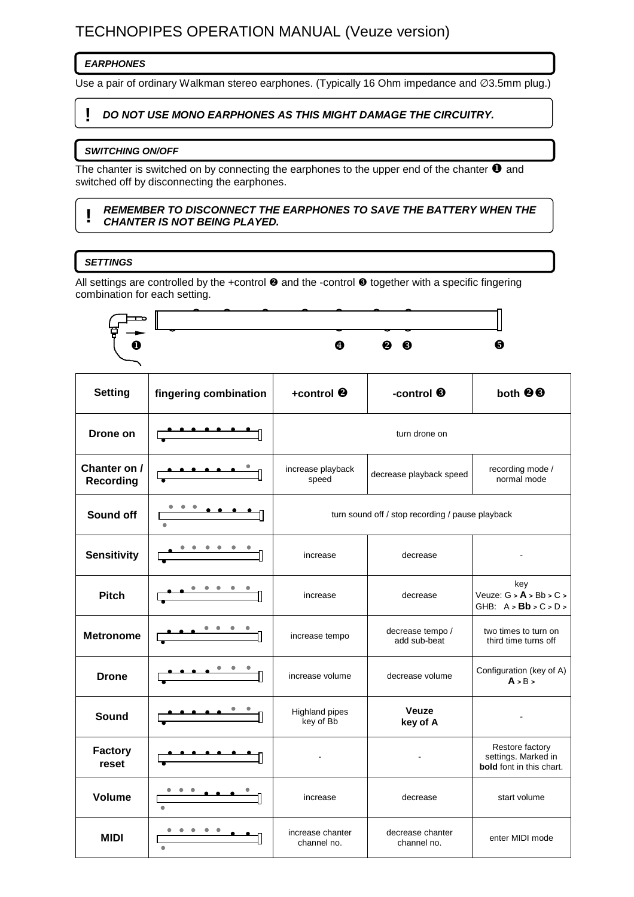# TECHNOPIPES OPERATION MANUAL (Veuze version)

### *EARPHONES*

Use a pair of ordinary Walkman stereo earphones. (Typically 16 Ohm impedance and ∅3.5mm plug.)

> **!** ***DO NOT USE MONO EARPHONES AS THIS MIGHT DAMAGE THE CIRCUITRY.***

### *SWITCHING ON/OFF*

The chanter is switched on by connecting the earphones to the upper end of the chanter ❶ and switched off by disconnecting the earphones.

> **!** ***REMEMBER TO DISCONNECT THE EARPHONES TO SAVE THE BATTERY WHEN THE CHANTER IS NOT BEING PLAYED.***

### *SETTINGS*

All settings are controlled by the +control ❷ and the -control ❸ together with a specific fingering combination for each setting.

❶ ❹ ❷ ❸ ❺

| Setting | fingering combination | +control ❷ | -control ❸ | both ❷❸ |
|---|---|---|---|---|
| **Drone on** | | turn drone on | | |
| **Chanter on / Recording** | | increase playback speed | decrease playback speed | recording mode / normal mode |
| **Sound off** | | turn sound off / stop recording / pause playback | | |
| **Sensitivity** | | increase | decrease | - |
| **Pitch** | | increase | decrease | key Veuze: G > **A** > Bb > C > GHB: A > **Bb** > C > D > |
| **Metronome** | | increase tempo | decrease tempo / add sub-beat | two times to turn on third time turns off |
| **Drone** | | increase volume | decrease volume | Configuration (key of A) **A** > B > |
| **Sound** | | Highland pipes key of Bb | **Veuze key of A** | - |
| **Factory reset** | | - | - | Restore factory settings. Marked in **bold** font in this chart. |
| **Volume** | | increase | decrease | start volume |
| **MIDI** | | increase chanter channel no. | decrease chanter channel no. | enter MIDI mode |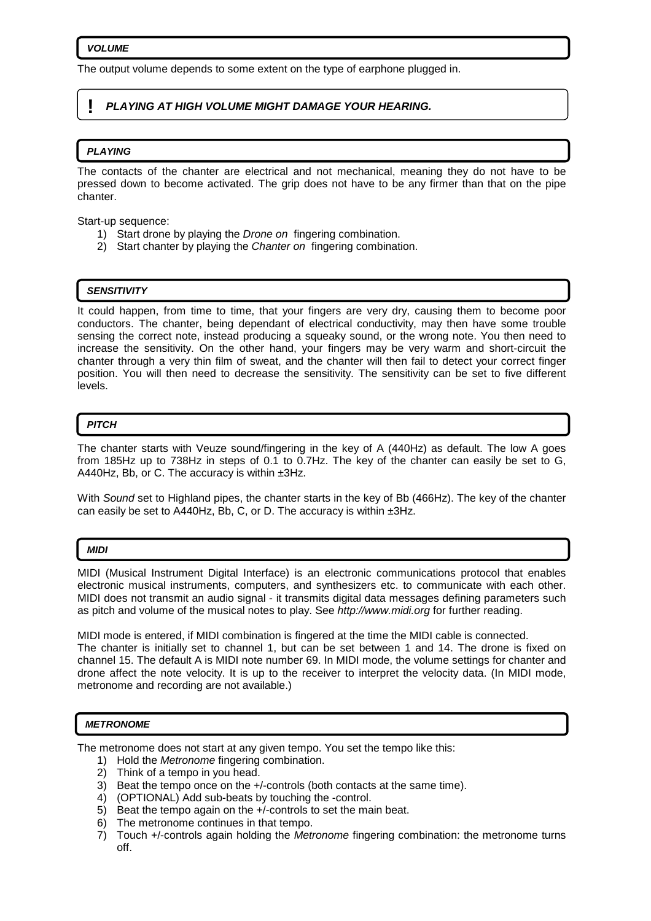## *VOLUME*

The output volume depends to some extent on the type of earphone plugged in.

**! *PLAYING AT HIGH VOLUME MIGHT DAMAGE YOUR HEARING.***

## *PLAYING*

The contacts of the chanter are electrical and not mechanical, meaning they do not have to be pressed down to become activated. The grip does not have to be any firmer than that on the pipe chanter.

Start-up sequence:

1) Start drone by playing the *Drone on* fingering combination.
2) Start chanter by playing the *Chanter on* fingering combination.

## *SENSITIVITY*

It could happen, from time to time, that your fingers are very dry, causing them to become poor conductors. The chanter, being dependant of electrical conductivity, may then have some trouble sensing the correct note, instead producing a squeaky sound, or the wrong note. You then need to increase the sensitivity. On the other hand, your fingers may be very warm and short-circuit the chanter through a very thin film of sweat, and the chanter will then fail to detect your correct finger position. You will then need to decrease the sensitivity. The sensitivity can be set to five different levels.

## *PITCH*

The chanter starts with Veuze sound/fingering in the key of A (440Hz) as default. The low A goes from 185Hz up to 738Hz in steps of 0.1 to 0.7Hz. The key of the chanter can easily be set to G, A440Hz, Bb, or C. The accuracy is within ±3Hz.

With *Sound* set to Highland pipes, the chanter starts in the key of Bb (466Hz). The key of the chanter can easily be set to A440Hz, Bb, C, or D. The accuracy is within ±3Hz.

## *MIDI*

MIDI (Musical Instrument Digital Interface) is an electronic communications protocol that enables electronic musical instruments, computers, and synthesizers etc. to communicate with each other. MIDI does not transmit an audio signal - it transmits digital data messages defining parameters such as pitch and volume of the musical notes to play. See *http://www.midi.org* for further reading.

MIDI mode is entered, if MIDI combination is fingered at the time the MIDI cable is connected.
The chanter is initially set to channel 1, but can be set between 1 and 14. The drone is fixed on channel 15. The default A is MIDI note number 69. In MIDI mode, the volume settings for chanter and drone affect the note velocity. It is up to the receiver to interpret the velocity data. (In MIDI mode, metronome and recording are not available.)

## *METRONOME*

The metronome does not start at any given tempo. You set the tempo like this:

1) Hold the *Metronome* fingering combination.
2) Think of a tempo in you head.
3) Beat the tempo once on the +/-controls (both contacts at the same time).
4) (OPTIONAL) Add sub-beats by touching the -control.
5) Beat the tempo again on the +/-controls to set the main beat.
6) The metronome continues in that tempo.
7) Touch +/-controls again holding the *Metronome* fingering combination: the metronome turns off.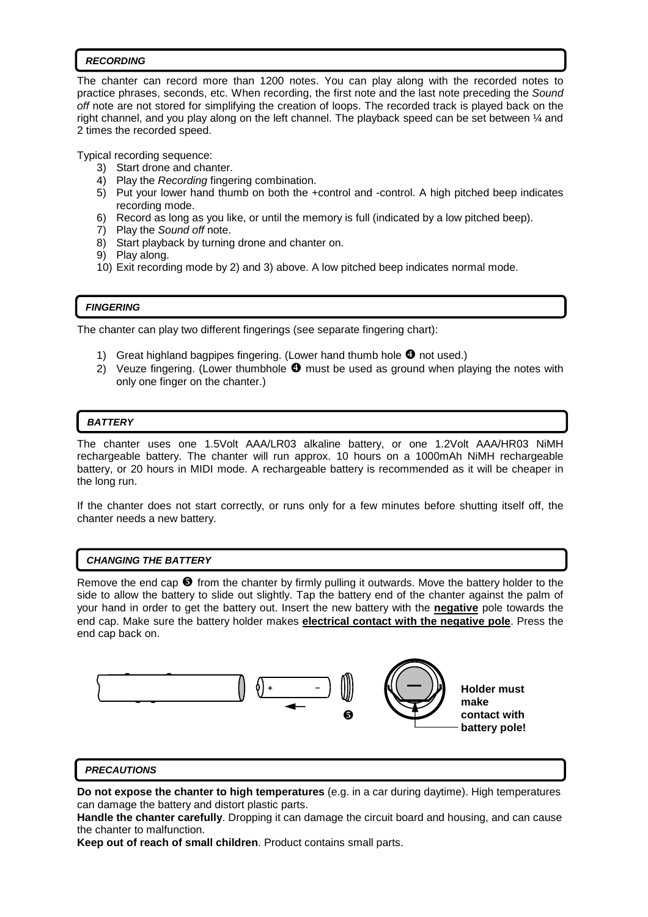## RECORDING

The chanter can record more than 1200 notes. You can play along with the recorded notes to practice phrases, seconds, etc. When recording, the first note and the last note preceding the *Sound off* note are not stored for simplifying the creation of loops. The recorded track is played back on the right channel, and you play along on the left channel. The playback speed can be set between ¼ and 2 times the recorded speed.

Typical recording sequence:

3) Start drone and chanter.
4) Play the *Recording* fingering combination.
5) Put your lower hand thumb on both the +control and -control. A high pitched beep indicates recording mode.
6) Record as long as you like, or until the memory is full (indicated by a low pitched beep).
7) Play the *Sound off* note.
8) Start playback by turning drone and chanter on.
9) Play along.
10) Exit recording mode by 2) and 3) above. A low pitched beep indicates normal mode.

## FINGERING

The chanter can play two different fingerings (see separate fingering chart):

1) Great highland bagpipes fingering. (Lower hand thumb hole ❹ not used.)
2) Veuze fingering. (Lower thumbhole ❹ must be used as ground when playing the notes with only one finger on the chanter.)

## BATTERY

The chanter uses one 1.5Volt AAA/LR03 alkaline battery, or one 1.2Volt AAA/HR03 NiMH rechargeable battery. The chanter will run approx. 10 hours on a 1000mAh NiMH rechargeable battery, or 20 hours in MIDI mode. A rechargeable battery is recommended as it will be cheaper in the long run.

If the chanter does not start correctly, or runs only for a few minutes before shutting itself off, the chanter needs a new battery.

## CHANGING THE BATTERY

Remove the end cap ❺ from the chanter by firmly pulling it outwards. Move the battery holder to the side to allow the battery to slide out slightly. Tap the battery end of the chanter against the palm of your hand in order to get the battery out. Insert the new battery with the **negative** pole towards the end cap. Make sure the battery holder makes **electrical contact with the negative pole**. Press the end cap back on.

+ − ❺

**Holder must make contact with battery pole!**

## PRECAUTIONS

**Do not expose the chanter to high temperatures** (e.g. in a car during daytime). High temperatures can damage the battery and distort plastic parts.

**Handle the chanter carefully**. Dropping it can damage the circuit board and housing, and can cause the chanter to malfunction.

**Keep out of reach of small children**. Product contains small parts.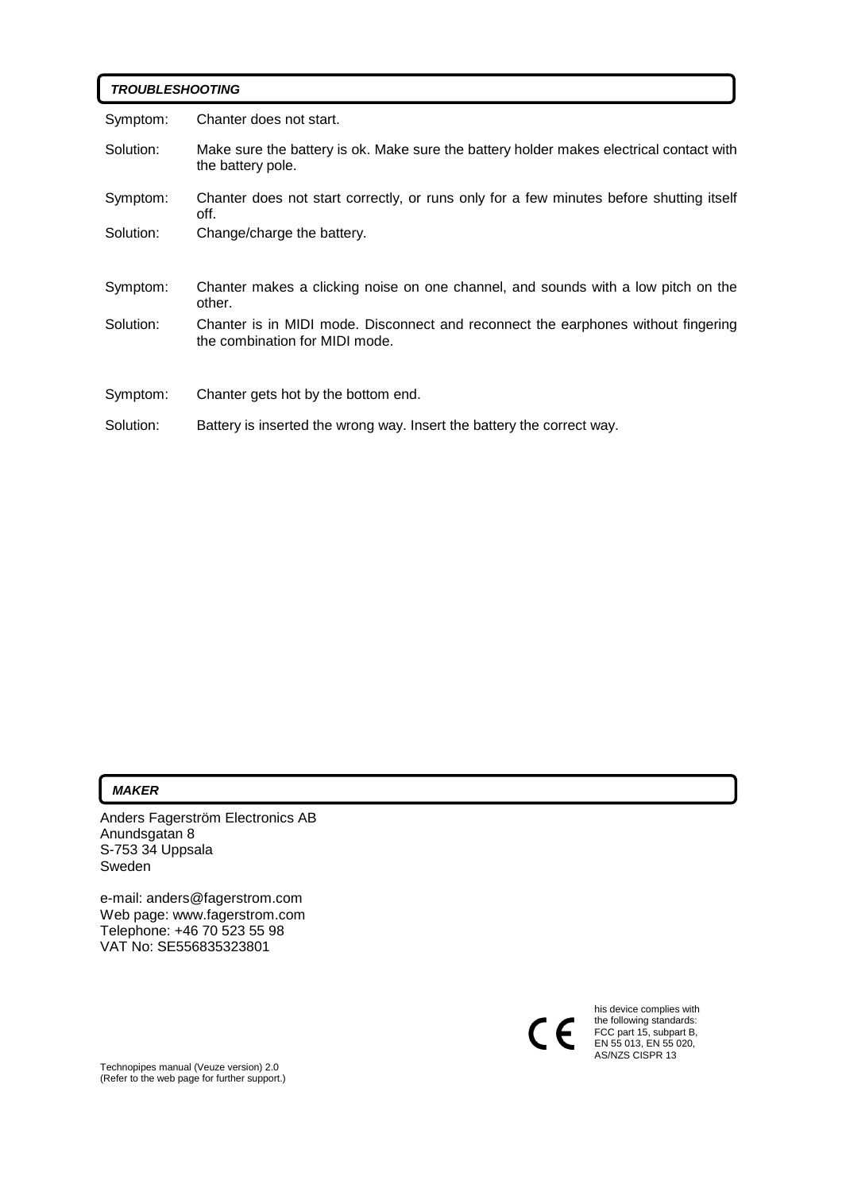## TROUBLESHOOTING

| | |
|---|---|
| Symptom: | Chanter does not start. |
| Solution: | Make sure the battery is ok. Make sure the battery holder makes electrical contact with the battery pole. |
| Symptom: | Chanter does not start correctly, or runs only for a few minutes before shutting itself off. |
| Solution: | Change/charge the battery. |
| Symptom: | Chanter makes a clicking noise on one channel, and sounds with a low pitch on the other. |
| Solution: | Chanter is in MIDI mode. Disconnect and reconnect the earphones without fingering the combination for MIDI mode. |
| Symptom: | Chanter gets hot by the bottom end. |
| Solution: | Battery is inserted the wrong way. Insert the battery the correct way. |

## MAKER

Anders Fagerström Electronics AB
Anundsgatan 8
S-753 34 Uppsala
Sweden

e-mail: anders@fagerstrom.com
Web page: www.fagerstrom.com
Telephone: +46 70 523 55 98
VAT No: SE556835323801

CE

his device complies with the following standards: FCC part 15, subpart B, EN 55 013, EN 55 020, AS/NZS CISPR 13

Technopipes manual (Veuze version) 2.0
(Refer to the web page for further support.)